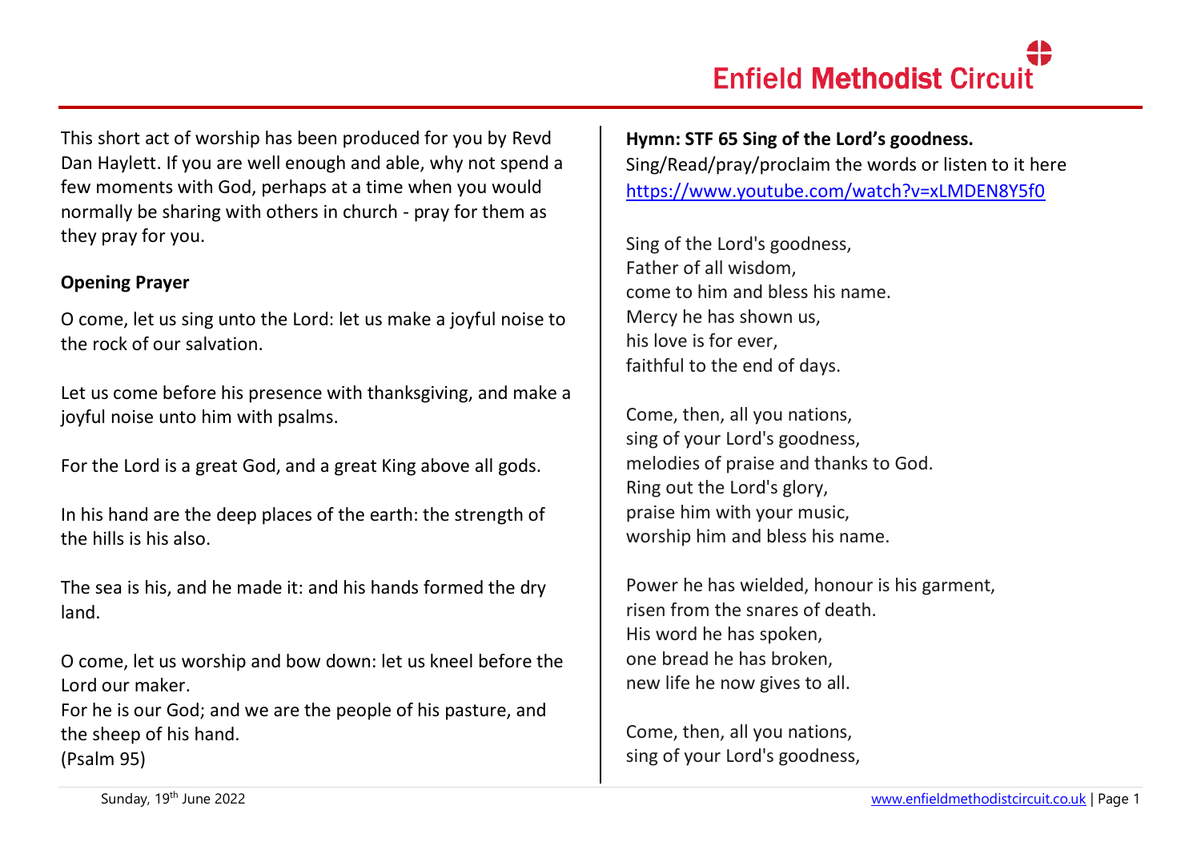This short act of worship has been produced for you by Revd Dan Haylett. If you are well enough and able, why not spend a few moments with God, perhaps at a time when you would normally be sharing with others in church - pray for them as they pray for you.

**Opening Prayer**

O come, let us sing unto the Lord: let us make a joyful noise to the rock of our salvation.

Let us come before his presence with thanksgiving, and make a joyful noise unto him with psalms.

For the Lord is a great God, and a great King above all gods.

In his hand are the deep places of the earth: the strength of the hills is his also.

The sea is his, and he made it: and his hands formed the dry land.

O come, let us worship and bow down: let us kneel before the Lord our maker.
For he is our God; and we are the people of his pasture, and the sheep of his hand.
(Psalm 95)

**Hymn: STF 65 Sing of the Lord's goodness.**
Sing/Read/pray/proclaim the words or listen to it here https://www.youtube.com/watch?v=xLMDEN8Y5f0

Sing of the Lord's goodness,
Father of all wisdom,
come to him and bless his name.
Mercy he has shown us,
his love is for ever,
faithful to the end of days.

Come, then, all you nations,
sing of your Lord's goodness,
melodies of praise and thanks to God.
Ring out the Lord's glory,
praise him with your music,
worship him and bless his name.

Power he has wielded, honour is his garment,
risen from the snares of death.
His word he has spoken,
one bread he has broken,
new life he now gives to all.

Come, then, all you nations,
sing of your Lord's goodness,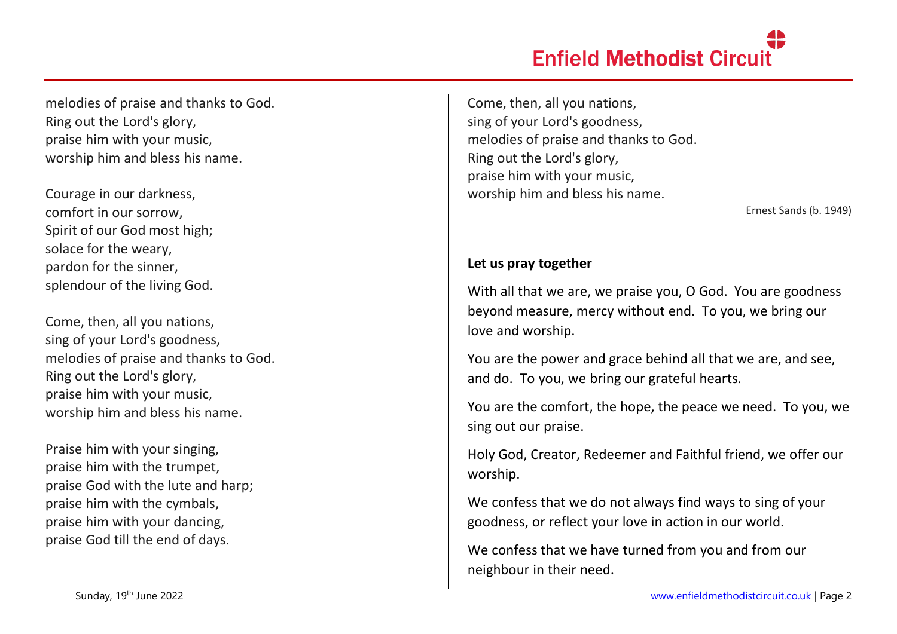melodies of praise and thanks to God.
Ring out the Lord's glory,
praise him with your music,
worship him and bless his name.

Courage in our darkness,
comfort in our sorrow,
Spirit of our God most high;
solace for the weary,
pardon for the sinner,
splendour of the living God.

Come, then, all you nations,
sing of your Lord's goodness,
melodies of praise and thanks to God.
Ring out the Lord's glory,
praise him with your music,
worship him and bless his name.

Praise him with your singing,
praise him with the trumpet,
praise God with the lute and harp;
praise him with the cymbals,
praise him with your dancing,
praise God till the end of days.

Come, then, all you nations,
sing of your Lord's goodness,
melodies of praise and thanks to God.
Ring out the Lord's glory,
praise him with your music,
worship him and bless his name.

Ernest Sands (b. 1949)

**Let us pray together**

With all that we are, we praise you, O God. You are goodness beyond measure, mercy without end. To you, we bring our love and worship.

You are the power and grace behind all that we are, and see, and do. To you, we bring our grateful hearts.

You are the comfort, the hope, the peace we need. To you, we sing out our praise.

Holy God, Creator, Redeemer and Faithful friend, we offer our worship.

We confess that we do not always find ways to sing of your goodness, or reflect your love in action in our world.

We confess that we have turned from you and from our neighbour in their need.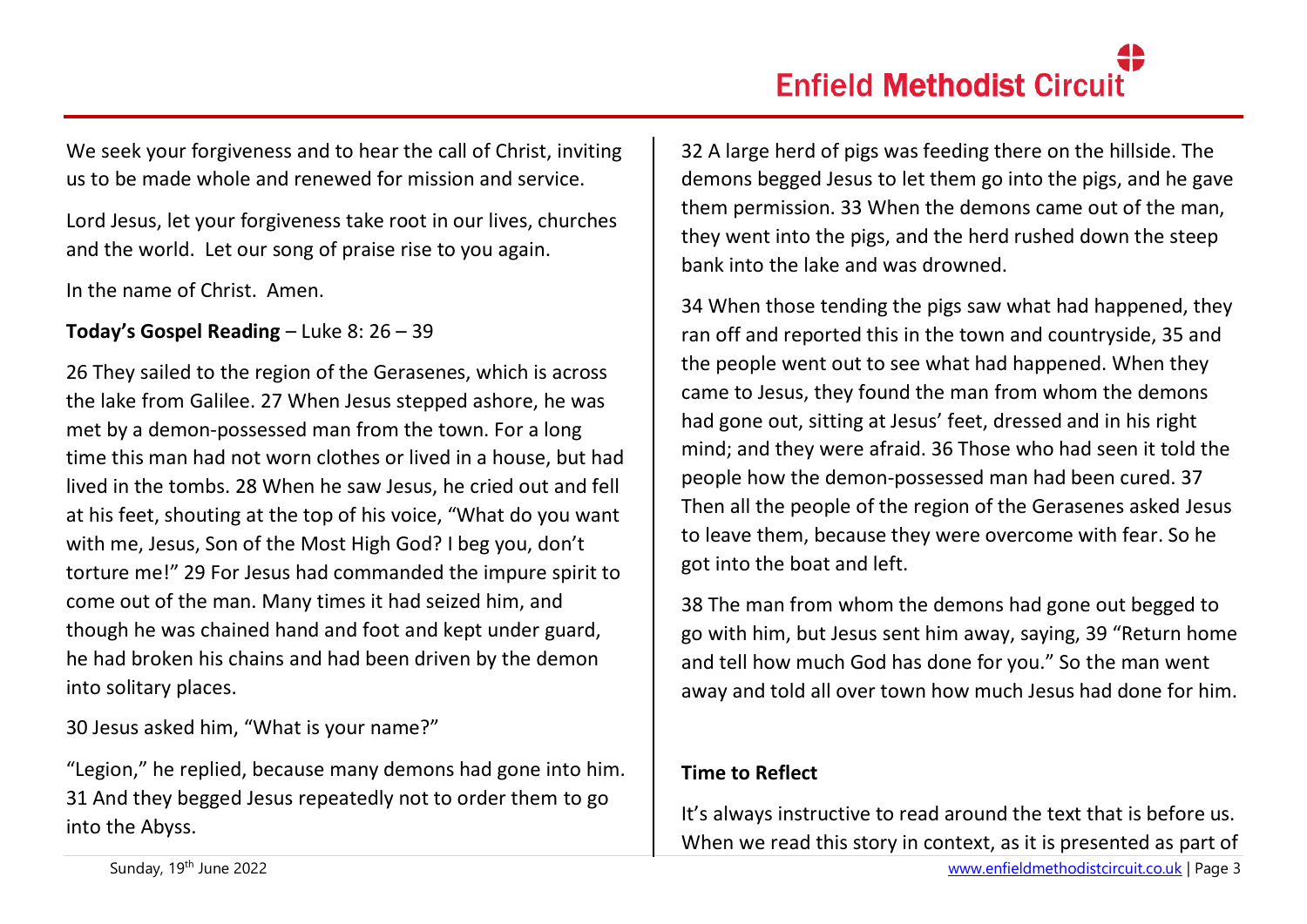We seek your forgiveness and to hear the call of Christ, inviting us to be made whole and renewed for mission and service.

Lord Jesus, let your forgiveness take root in our lives, churches and the world. Let our song of praise rise to you again.

In the name of Christ. Amen.

**Today's Gospel Reading** – Luke 8: 26 – 39

26 They sailed to the region of the Gerasenes, which is across the lake from Galilee. 27 When Jesus stepped ashore, he was met by a demon-possessed man from the town. For a long time this man had not worn clothes or lived in a house, but had lived in the tombs. 28 When he saw Jesus, he cried out and fell at his feet, shouting at the top of his voice, "What do you want with me, Jesus, Son of the Most High God? I beg you, don't torture me!" 29 For Jesus had commanded the impure spirit to come out of the man. Many times it had seized him, and though he was chained hand and foot and kept under guard, he had broken his chains and had been driven by the demon into solitary places.

30 Jesus asked him, "What is your name?"

"Legion," he replied, because many demons had gone into him. 31 And they begged Jesus repeatedly not to order them to go into the Abyss.

32 A large herd of pigs was feeding there on the hillside. The demons begged Jesus to let them go into the pigs, and he gave them permission. 33 When the demons came out of the man, they went into the pigs, and the herd rushed down the steep bank into the lake and was drowned.

34 When those tending the pigs saw what had happened, they ran off and reported this in the town and countryside, 35 and the people went out to see what had happened. When they came to Jesus, they found the man from whom the demons had gone out, sitting at Jesus' feet, dressed and in his right mind; and they were afraid. 36 Those who had seen it told the people how the demon-possessed man had been cured. 37 Then all the people of the region of the Gerasenes asked Jesus to leave them, because they were overcome with fear. So he got into the boat and left.

38 The man from whom the demons had gone out begged to go with him, but Jesus sent him away, saying, 39 "Return home and tell how much God has done for you." So the man went away and told all over town how much Jesus had done for him.

**Time to Reflect**

It's always instructive to read around the text that is before us. When we read this story in context, as it is presented as part of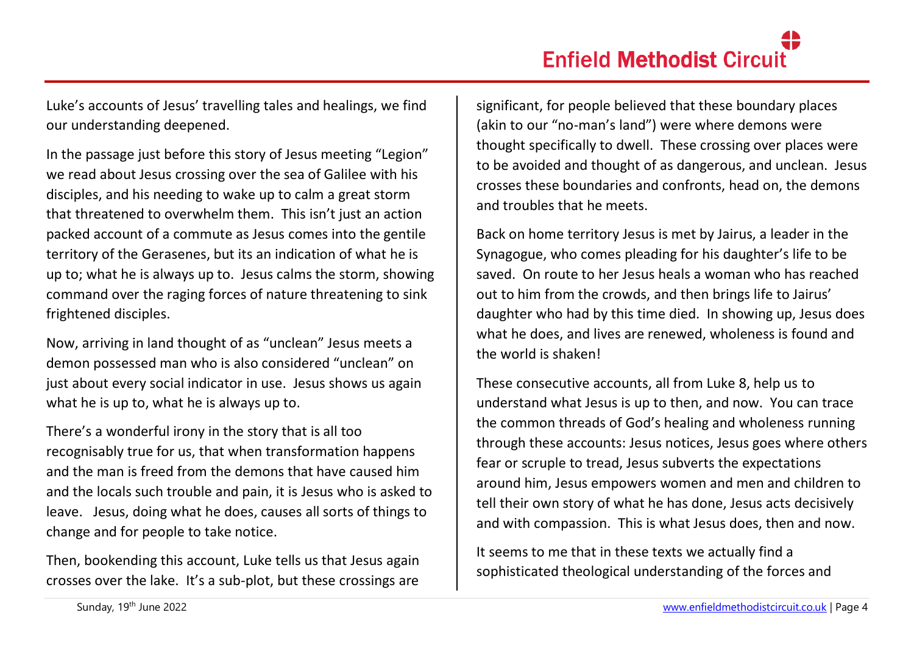Luke's accounts of Jesus' travelling tales and healings, we find our understanding deepened.

In the passage just before this story of Jesus meeting "Legion" we read about Jesus crossing over the sea of Galilee with his disciples, and his needing to wake up to calm a great storm that threatened to overwhelm them. This isn't just an action packed account of a commute as Jesus comes into the gentile territory of the Gerasenes, but its an indication of what he is up to; what he is always up to. Jesus calms the storm, showing command over the raging forces of nature threatening to sink frightened disciples.

Now, arriving in land thought of as "unclean" Jesus meets a demon possessed man who is also considered "unclean" on just about every social indicator in use. Jesus shows us again what he is up to, what he is always up to.

There's a wonderful irony in the story that is all too recognisably true for us, that when transformation happens and the man is freed from the demons that have caused him and the locals such trouble and pain, it is Jesus who is asked to leave. Jesus, doing what he does, causes all sorts of things to change and for people to take notice.

Then, bookending this account, Luke tells us that Jesus again crosses over the lake. It's a sub-plot, but these crossings are significant, for people believed that these boundary places (akin to our "no-man's land") were where demons were thought specifically to dwell. These crossing over places were to be avoided and thought of as dangerous, and unclean. Jesus crosses these boundaries and confronts, head on, the demons and troubles that he meets.

Back on home territory Jesus is met by Jairus, a leader in the Synagogue, who comes pleading for his daughter's life to be saved. On route to her Jesus heals a woman who has reached out to him from the crowds, and then brings life to Jairus' daughter who had by this time died. In showing up, Jesus does what he does, and lives are renewed, wholeness is found and the world is shaken!

These consecutive accounts, all from Luke 8, help us to understand what Jesus is up to then, and now. You can trace the common threads of God's healing and wholeness running through these accounts: Jesus notices, Jesus goes where others fear or scruple to tread, Jesus subverts the expectations around him, Jesus empowers women and men and children to tell their own story of what he has done, Jesus acts decisively and with compassion. This is what Jesus does, then and now.

It seems to me that in these texts we actually find a sophisticated theological understanding of the forces and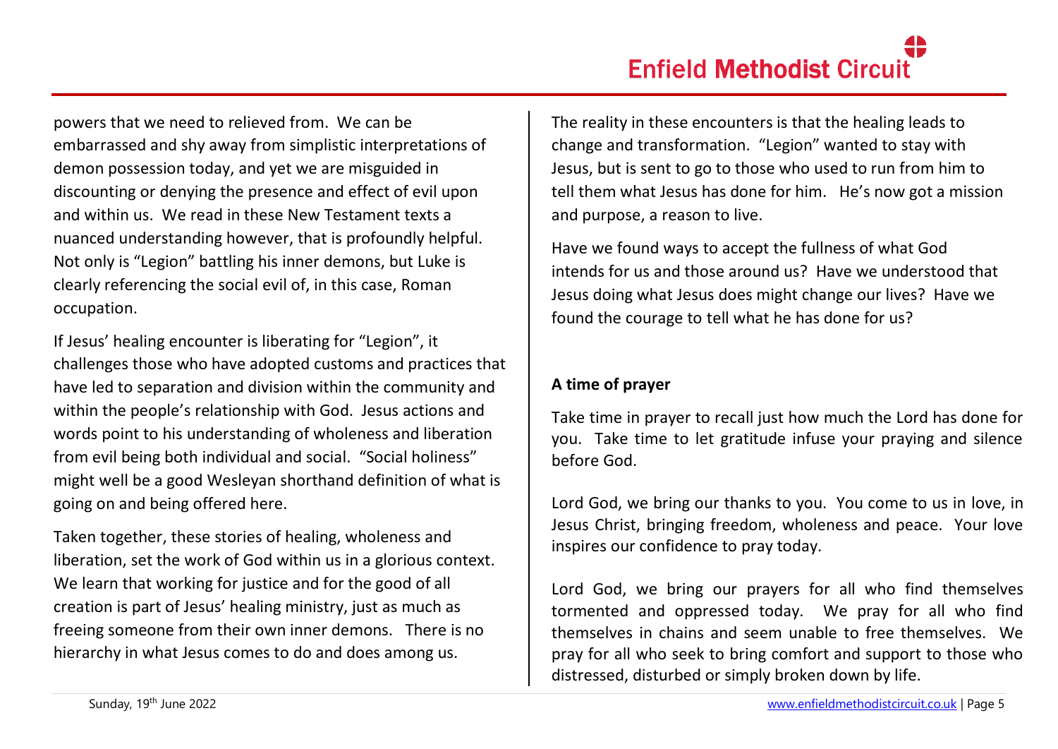powers that we need to relieved from. We can be embarrassed and shy away from simplistic interpretations of demon possession today, and yet we are misguided in discounting or denying the presence and effect of evil upon and within us. We read in these New Testament texts a nuanced understanding however, that is profoundly helpful. Not only is "Legion" battling his inner demons, but Luke is clearly referencing the social evil of, in this case, Roman occupation.

If Jesus' healing encounter is liberating for "Legion", it challenges those who have adopted customs and practices that have led to separation and division within the community and within the people's relationship with God. Jesus actions and words point to his understanding of wholeness and liberation from evil being both individual and social. "Social holiness" might well be a good Wesleyan shorthand definition of what is going on and being offered here.

Taken together, these stories of healing, wholeness and liberation, set the work of God within us in a glorious context. We learn that working for justice and for the good of all creation is part of Jesus' healing ministry, just as much as freeing someone from their own inner demons. There is no hierarchy in what Jesus comes to do and does among us.

The reality in these encounters is that the healing leads to change and transformation. "Legion" wanted to stay with Jesus, but is sent to go to those who used to run from him to tell them what Jesus has done for him. He's now got a mission and purpose, a reason to live.

Have we found ways to accept the fullness of what God intends for us and those around us? Have we understood that Jesus doing what Jesus does might change our lives? Have we found the courage to tell what he has done for us?

**A time of prayer**

Take time in prayer to recall just how much the Lord has done for you. Take time to let gratitude infuse your praying and silence before God.

Lord God, we bring our thanks to you. You come to us in love, in Jesus Christ, bringing freedom, wholeness and peace. Your love inspires our confidence to pray today.

Lord God, we bring our prayers for all who find themselves tormented and oppressed today. We pray for all who find themselves in chains and seem unable to free themselves. We pray for all who seek to bring comfort and support to those who distressed, disturbed or simply broken down by life.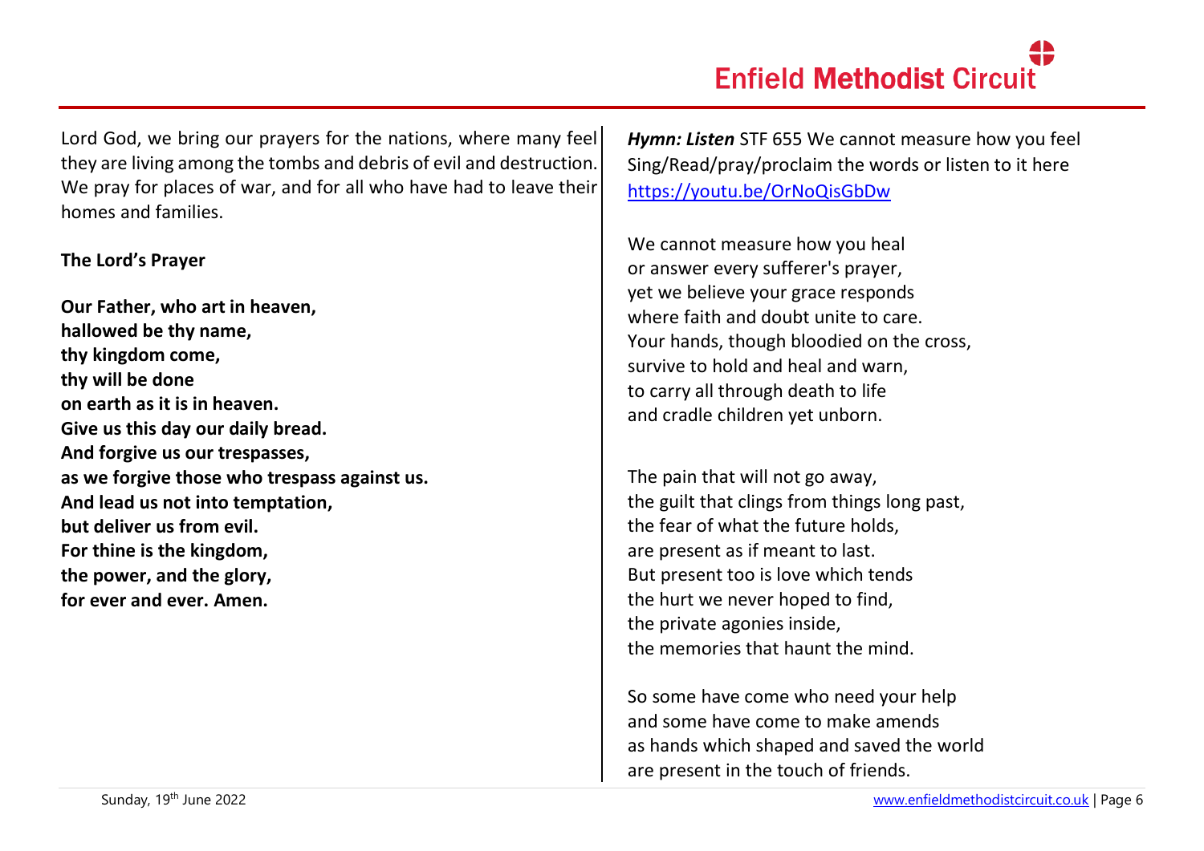Lord God, we bring our prayers for the nations, where many feel they are living among the tombs and debris of evil and destruction. We pray for places of war, and for all who have had to leave their homes and families.

**The Lord's Prayer**

**Our Father, who art in heaven,**
**hallowed be thy name,**
**thy kingdom come,**
**thy will be done**
**on earth as it is in heaven.**
**Give us this day our daily bread.**
**And forgive us our trespasses,**
**as we forgive those who trespass against us.**
**And lead us not into temptation,**
**but deliver us from evil.**
**For thine is the kingdom,**
**the power, and the glory,**
**for ever and ever. Amen.**

***Hymn: Listen*** STF 655 We cannot measure how you feel
Sing/Read/pray/proclaim the words or listen to it here
https://youtu.be/OrNoQisGbDw

We cannot measure how you heal
or answer every sufferer's prayer,
yet we believe your grace responds
where faith and doubt unite to care.
Your hands, though bloodied on the cross,
survive to hold and heal and warn,
to carry all through death to life
and cradle children yet unborn.

The pain that will not go away,
the guilt that clings from things long past,
the fear of what the future holds,
are present as if meant to last.
But present too is love which tends
the hurt we never hoped to find,
the private agonies inside,
the memories that haunt the mind.

So some have come who need your help
and some have come to make amends
as hands which shaped and saved the world
are present in the touch of friends.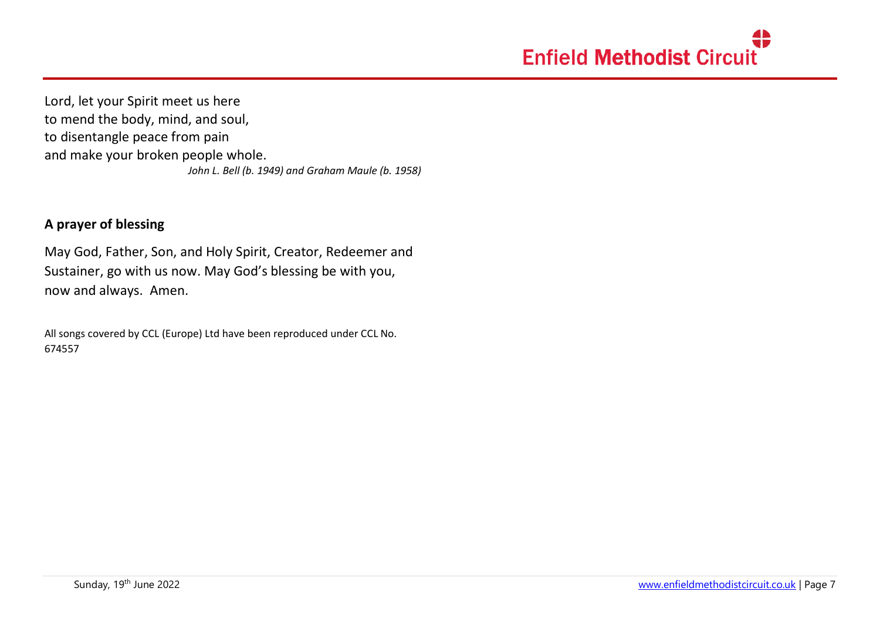Lord, let your Spirit meet us here
to mend the body, mind, and soul,
to disentangle peace from pain
and make your broken people whole.

*John L. Bell (b. 1949) and Graham Maule (b. 1958)*

**A prayer of blessing**

May God, Father, Son, and Holy Spirit, Creator, Redeemer and Sustainer, go with us now. May God's blessing be with you, now and always. Amen.

All songs covered by CCL (Europe) Ltd have been reproduced under CCL No. 674557